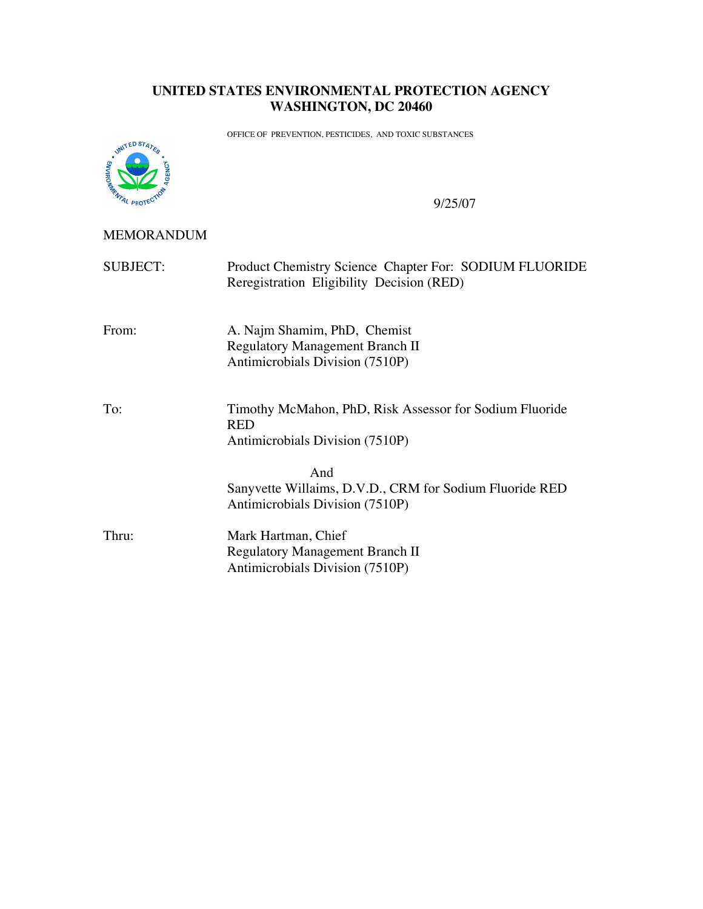# UNITED STATES ENVIRONMENTAL PROTECTION AGENCY
# WASHINGTON, DC 20460

OFFICE OF PREVENTION, PESTICIDES, AND TOXIC SUBSTANCES

9/25/07

MEMORANDUM

SUBJECT: Product Chemistry Science Chapter For: SODIUM FLUORIDE Reregistration Eligibility Decision (RED)

From: A. Najm Shamim, PhD, Chemist
Regulatory Management Branch II
Antimicrobials Division (7510P)

To: Timothy McMahon, PhD, Risk Assessor for Sodium Fluoride RED
Antimicrobials Division (7510P)

And

Sanyvette Willaims, D.V.D., CRM for Sodium Fluoride RED
Antimicrobials Division (7510P)

Thru: Mark Hartman, Chief
Regulatory Management Branch II
Antimicrobials Division (7510P)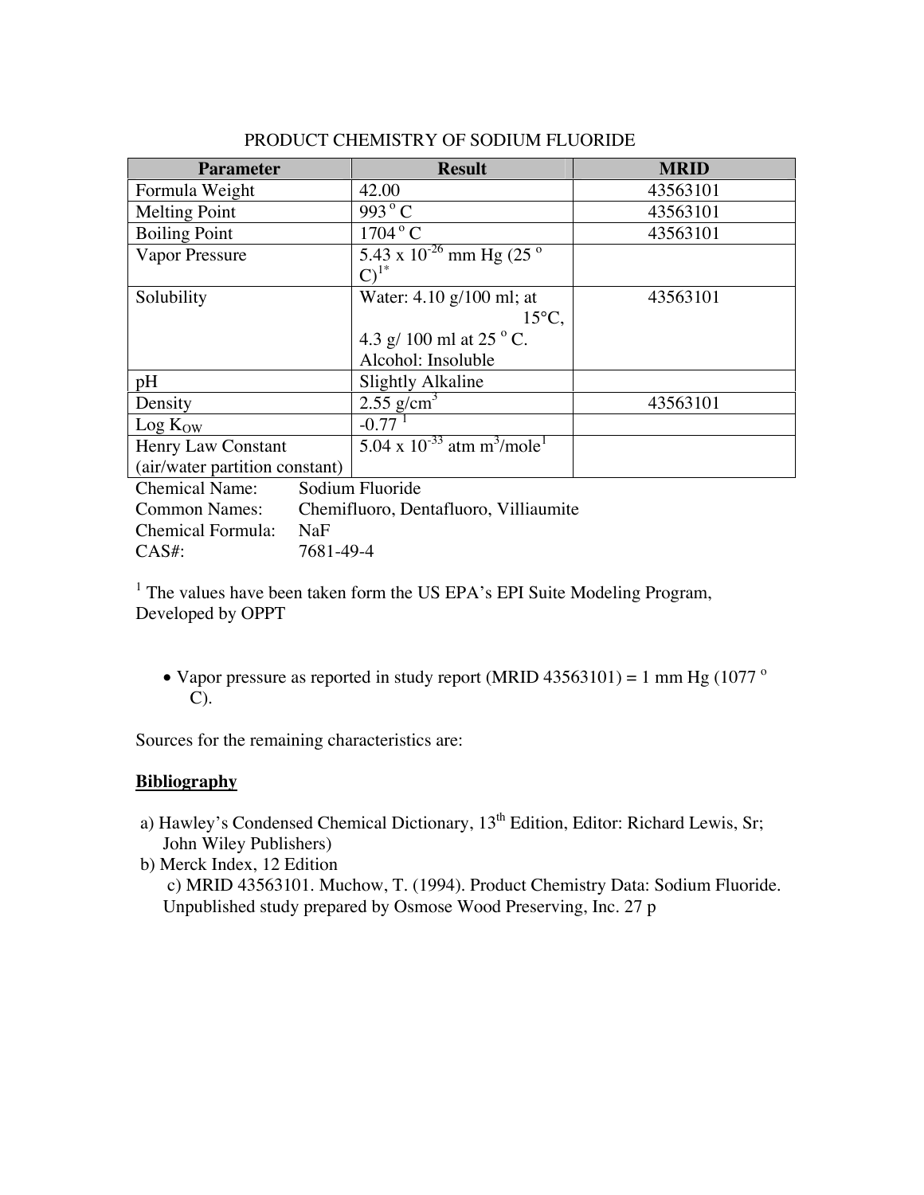PRODUCT CHEMISTRY OF SODIUM FLUORIDE

| Parameter | Result | MRID |
|---|---|---|
| Formula Weight | 42.00 | 43563101 |
| Melting Point | 993 $^{o}$ C | 43563101 |
| Boiling Point | 1704 $^{o}$ C | 43563101 |
| Vapor Pressure | 5.43 x $10^{-26}$ mm Hg (25 $^{o}$ C)[1*] | |
| Solubility | Water: 4.10 g/100 ml; at 15°C, 4.3 g/ 100 ml at 25 $^{o}$ C. Alcohol: Insoluble | 43563101 |
| pH | Slightly Alkaline | |
| Density | 2.55 g/$cm^3$ | 43563101 |
| Log $K_{OW}$ | -0.77 [1] | |
| Henry Law Constant (air/water partition constant) | 5.04 x $10^{-33}$ atm $m^3$/mole[1] | |

Chemical Name: Sodium Fluoride
Common Names: Chemifluoro, Dentafluoro, Villiaumite
Chemical Formula: NaF
CAS#: 7681-49-4

[1] The values have been taken form the US EPA's EPI Suite Modeling Program, Developed by OPPT

- Vapor pressure as reported in study report (MRID 43563101) = 1 mm Hg (1077 $^{o}$ C).

Sources for the remaining characteristics are:

**Bibliography**

a) Hawley's Condensed Chemical Dictionary, 13th Edition, Editor: Richard Lewis, Sr; John Wiley Publishers)
b) Merck Index, 12 Edition
c) MRID 43563101. Muchow, T. (1994). Product Chemistry Data: Sodium Fluoride. Unpublished study prepared by Osmose Wood Preserving, Inc. 27 p